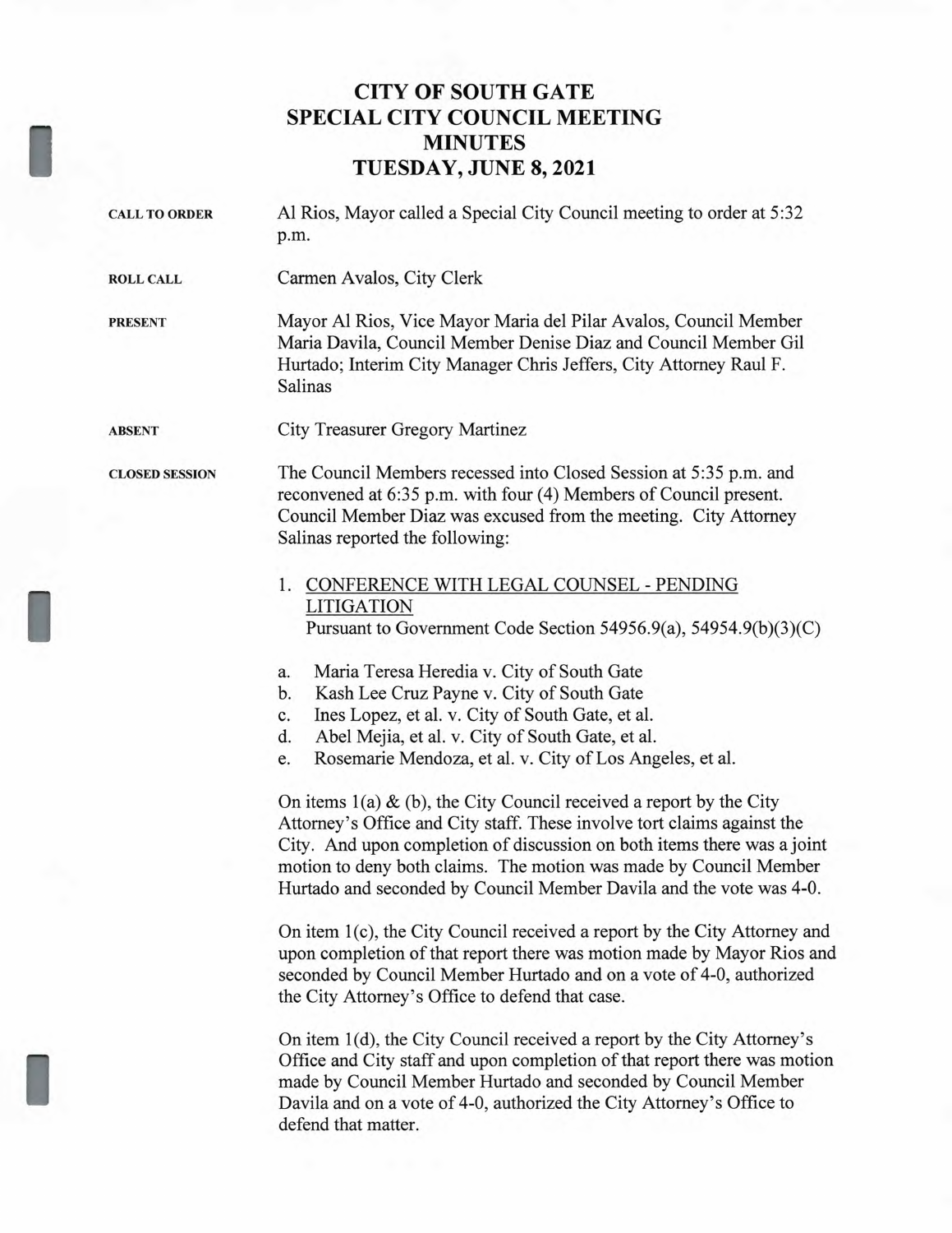# CITY OF SOUTH GATE
# SPECIAL CITY COUNCIL MEETING
# MINUTES
# TUESDAY, JUNE 8, 2021

**CALL TO ORDER** Al Rios, Mayor called a Special City Council meeting to order at 5:32 p.m.

**ROLL CALL** Carmen Avalos, City Clerk

**PRESENT** Mayor Al Rios, Vice Mayor Maria del Pilar Avalos, Council Member Maria Davila, Council Member Denise Diaz and Council Member Gil Hurtado; Interim City Manager Chris Jeffers, City Attorney Raul F. Salinas

**ABSENT** City Treasurer Gregory Martinez

**CLOSED SESSION** The Council Members recessed into Closed Session at 5:35 p.m. and reconvened at 6:35 p.m. with four (4) Members of Council present. Council Member Diaz was excused from the meeting. City Attorney Salinas reported the following:

1. CONFERENCE WITH LEGAL COUNSEL - PENDING LITIGATION
   Pursuant to Government Code Section 54956.9(a), 54954.9(b)(3)(C)

a. Maria Teresa Heredia v. City of South Gate
b. Kash Lee Cruz Payne v. City of South Gate
c. Ines Lopez, et al. v. City of South Gate, et al.
d. Abel Mejia, et al. v. City of South Gate, et al.
e. Rosemarie Mendoza, et al. v. City of Los Angeles, et al.

On items 1(a) & (b), the City Council received a report by the City Attorney's Office and City staff. These involve tort claims against the City. And upon completion of discussion on both items there was a joint motion to deny both claims. The motion was made by Council Member Hurtado and seconded by Council Member Davila and the vote was 4-0.

On item 1(c), the City Council received a report by the City Attorney and upon completion of that report there was motion made by Mayor Rios and seconded by Council Member Hurtado and on a vote of 4-0, authorized the City Attorney's Office to defend that case.

On item 1(d), the City Council received a report by the City Attorney's Office and City staff and upon completion of that report there was motion made by Council Member Hurtado and seconded by Council Member Davila and on a vote of 4-0, authorized the City Attorney's Office to defend that matter.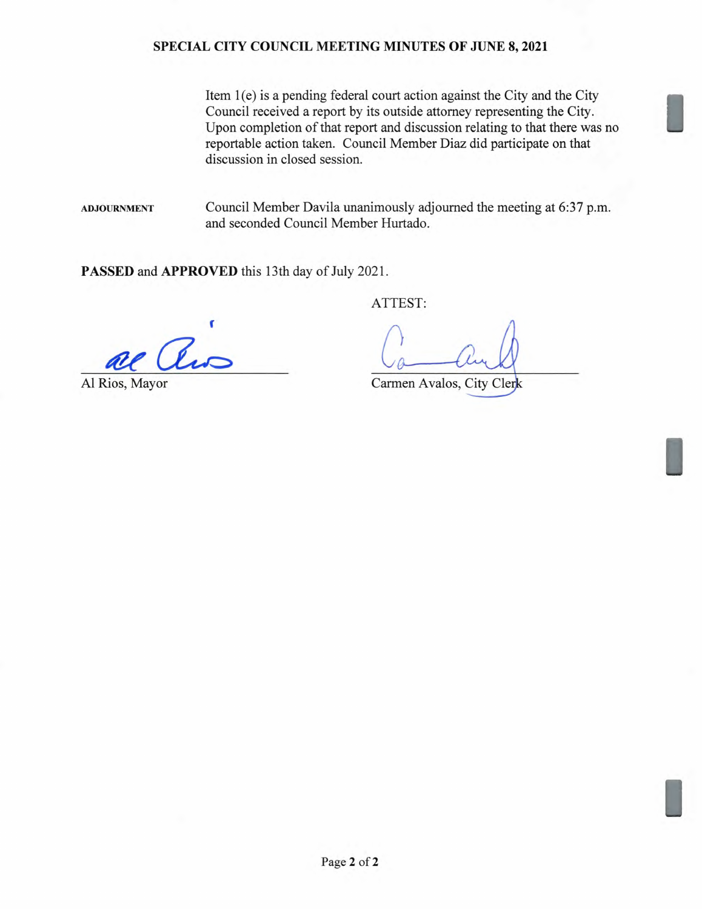Item 1(e) is a pending federal court action against the City and the City Council received a report by its outside attorney representing the City. Upon completion of that report and discussion relating to that there was no reportable action taken. Council Member Diaz did participate on that discussion in closed session.

**ADJOURNMENT** Council Member Davila unanimously adjourned the meeting at 6:37 p.m. and seconded Council Member Hurtado.

**PASSED** and **APPROVED** this 13th day of July 2021.

ATTEST:

Al Rios, Mayor

Carmen Avalos, City Clerk